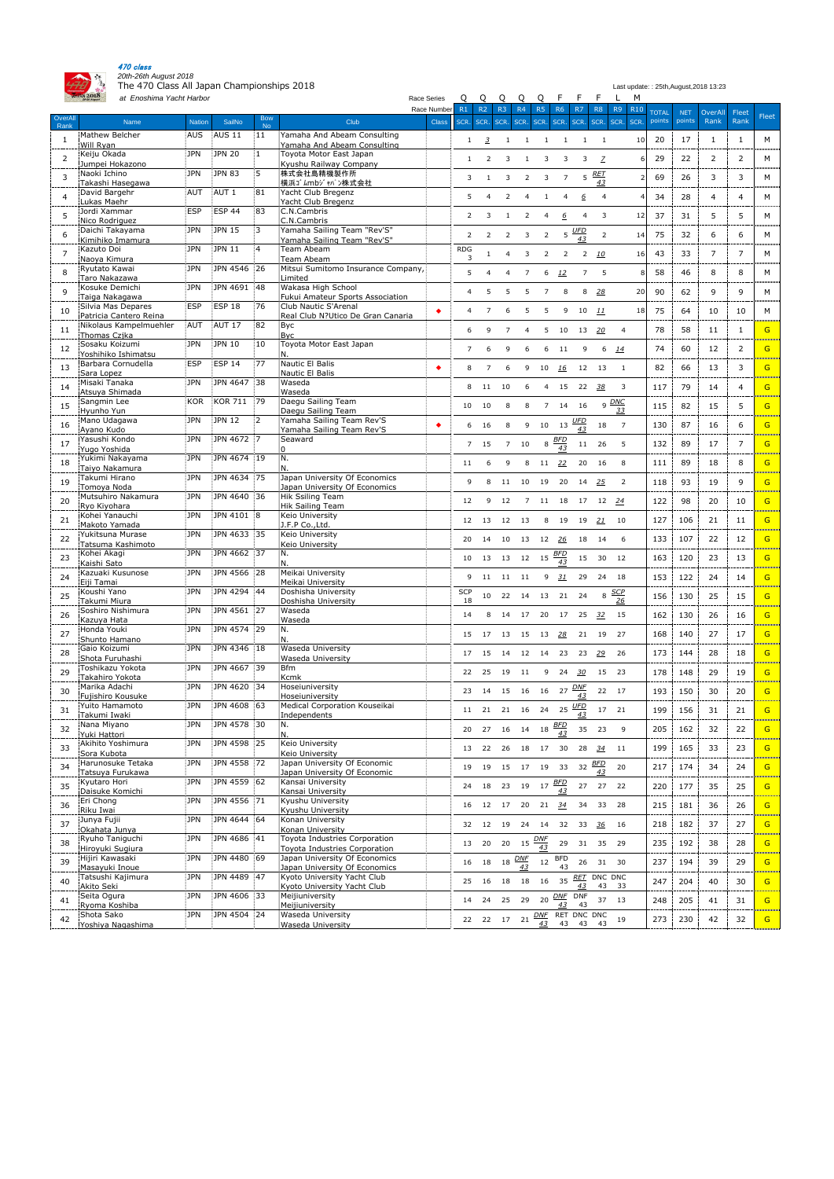*470 class*
*20th-26th August 2018*

# The 470 Class All Japan Championships 2018

*at Enoshima Yacht Harbor*

Last update: : 25th,August,2018 13:23

| OverAll Rank | Name | Nation | SailNo | Bow No | Club | Class | R1 | R2 | R3 | R4 | R5 | R6 | R7 | R8 | R9 | R10 | TOTAL points | NET points | OverAll Rank | Fleet Rank | Fleet |
|---|---|---|---|---|---|---|---|---|---|---|---|---|---|---|---|---|---|---|---|---|---|
| | | | | | Race Series | | Q | Q | Q | Q | Q | F | F | F | L | M | | | | | |
| | | | | | | | SCR. | SCR. | SCR. | SCR. | SCR. | SCR. | SCR. | SCR. | SCR. | SCR. | | | | | |
| 1 | Mathew Belcher<br>Will Ryan | AUS | AUS 11 | 11 | Yamaha And Abeam Consulting<br>Yamaha And Abeam Consulting | | 1 | 3 | 1 | 1 | 1 | 1 | 1 | 1 | | 10 | 20 | 17 | 1 | 1 | M |
| 2 | Keiju Okada<br>Jumpei Hokazono | JPN | JPN 20 | 1 | Toyota Motor East Japan<br>Kyushu Railway Company | | 1 | 2 | 3 | 1 | 3 | 3 | 3 | 7 | | 6 | 29 | 22 | 2 | 2 | M |
| 3 | Naoki Ichino<br>Takashi Hasegawa | JPN | JPN 83 | 5 | 株式会社島精機製作所<br>横浜ｺﾞﾑmbｼﾞｬﾊﾟﾝ株式会社 | | 3 | 1 | 3 | 2 | 3 | 7 | 5 | RET 43 | | 2 | 69 | 26 | 3 | 3 | M |
| 4 | David Bargehr<br>Lukas Maehr | AUT | AUT 1 | 81 | Yacht Club Bregenz<br>Yacht Club Bregenz | | 5 | 4 | 2 | 4 | 1 | 4 | 6 | 4 | | 4 | 34 | 28 | 4 | 4 | M |
| 5 | Jordi Xammar<br>Nico Rodriguez | ESP | ESP 44 | 83 | C.N.Cambris<br>C.N.Cambris | | 2 | 3 | 1 | 2 | 4 | 6 | 4 | 3 | | 12 | 37 | 31 | 5 | 5 | M |
| 6 | Daichi Takayama<br>Kimihiko Imamura | JPN | JPN 15 | 3 | Yamaha Sailing Team "Rev'S"<br>Yamaha Sailing Team "Rev'S" | | 2 | 2 | 2 | 3 | 2 | 5 | UFD 43 | 2 | | 14 | 75 | 32 | 6 | 6 | M |
| 7 | Kazuto Doi<br>Naoya Kimura | JPN | JPN 11 | 4 | Team Abeam<br>Team Abeam | | RDG 3 | 1 | 4 | 3 | 2 | 2 | 2 | 10 | | 16 | 43 | 33 | 7 | 7 | M |
| 8 | Ryutato Kawai<br>Taro Nakazawa | JPN | JPN 4546 | 26 | Mitsui Sumitomo Insurance Company, Limited | | 5 | 4 | 4 | 7 | 6 | 12 | 7 | 5 | | 8 | 58 | 46 | 8 | 8 | M |
| 9 | Kosuke Demichi<br>Taiga Nakagawa | JPN | JPN 4691 | 48 | Wakasa High School<br>Fukui Amateur Sports Association | | 4 | 5 | 5 | 5 | 7 | 8 | 8 | 28 | | 20 | 90 | 62 | 9 | 9 | M |
| 10 | Silvia Mas Depares<br>Patricia Cantero Reina | ESP | ESP 18 | 76 | Club Nautic S'Arenal<br>Real Club N?Utico De Gran Canaria | ◆ | 4 | 7 | 6 | 5 | 5 | 9 | 10 | 11 | | 18 | 75 | 64 | 10 | 10 | M |
| 11 | Nikolaus Kampelmuehler<br>Thomas Czjka | AUT | AUT 17 | 82 | Byc<br>Byc | | 6 | 9 | 7 | 4 | 5 | 10 | 13 | 20 | 4 | | 78 | 58 | 11 | 1 | G |
| 12 | Sosaku Koizumi<br>Yoshihiko Ishimatsu | JPN | JPN 10 | 10 | Toyota Motor East Japan<br>N. | | 7 | 6 | 9 | 6 | 6 | 11 | 9 | 6 | 14 | | 74 | 60 | 12 | 2 | G |
| 13 | Barbara Cornudella<br>Sara Lopez | ESP | ESP 14 | 77 | Nautic El Balis<br>Nautic El Balis | ◆ | 8 | 7 | 6 | 9 | 10 | 16 | 12 | 13 | 1 | | 82 | 66 | 13 | 3 | G |
| 14 | Misaki Tanaka<br>Atsuya Shimada | JPN | JPN 4647 | 38 | Waseda<br>Waseda | | 8 | 11 | 10 | 6 | 4 | 15 | 22 | 38 | 3 | | 117 | 79 | 14 | 4 | G |
| 15 | Sangmin Lee<br>Hyunho Yun | KOR | KOR 711 | 79 | Daegu Sailing Team<br>Daegu Sailing Team | | 10 | 10 | 8 | 8 | 7 | 14 | 16 | 9 | DNC 33 | | 115 | 82 | 15 | 5 | G |
| 16 | Mano Udagawa<br>Ayano Kudo | JPN | JPN 12 | 2 | Yamaha Sailing Team Rev'S<br>Yamaha Sailing Team Rev'S | ◆ | 6 | 16 | 8 | 9 | 10 | 13 | UFD 43 | 18 | 7 | | 130 | 87 | 16 | 6 | G |
| 17 | Yasushi Kondo<br>Yugo Yoshida | JPN | JPN 4672 | 7 | Seaward<br>0 | | 7 | 15 | 7 | 10 | 8 | BFD 43 | 11 | 26 | 5 | | 132 | 89 | 17 | 7 | G |
| 18 | Yukimi Nakayama<br>Taiyo Nakamura | JPN | JPN 4674 | 19 | N.<br>N. | | 11 | 6 | 9 | 8 | 11 | 22 | 20 | 16 | 8 | | 111 | 89 | 18 | 8 | G |
| 19 | Takumi Hirano<br>Tomoya Noda | JPN | JPN 4634 | 75 | Japan University Of Economics<br>Japan University Of Economics | | 9 | 8 | 11 | 10 | 19 | 20 | 14 | 25 | 2 | | 118 | 93 | 19 | 9 | G |
| 20 | Mutsuhiro Nakamura<br>Ryo Kiyohara | JPN | JPN 4640 | 36 | Hik Ssiling Team<br>Hik Sailing Team | | 12 | 9 | 12 | 7 | 11 | 18 | 17 | 12 | 24 | | 122 | 98 | 20 | 10 | G |
| 21 | Kohei Yanauchi<br>Makoto Yamada | JPN | JPN 4101 | 8 | Keio University<br>J.F.P Co.,Ltd. | | 12 | 13 | 12 | 13 | 8 | 19 | 19 | 21 | 10 | | 127 | 106 | 21 | 11 | G |
| 22 | Yukitsuna Murase<br>Tatsuma Kashimoto | JPN | JPN 4633 | 35 | Keio University<br>Keio University | | 20 | 14 | 10 | 13 | 12 | 26 | 18 | 14 | 6 | | 133 | 107 | 22 | 12 | G |
| 23 | Kohei Akagi<br>Kaishi Sato | JPN | JPN 4662 | 37 | N.<br>N. | | 10 | 13 | 13 | 12 | 15 | BFD 43 | 15 | 30 | 12 | | 163 | 120 | 23 | 13 | G |
| 24 | Kazuaki Kusunose<br>Eiji Tamai | JPN | JPN 4566 | 28 | Meikai University<br>Meikai University | | 9 | 11 | 11 | 11 | 9 | 31 | 29 | 24 | 18 | | 153 | 122 | 24 | 14 | G |
| 25 | Koushi Yano<br>Takumi Miura | JPN | JPN 4294 | 44 | Doshisha University<br>Doshisha University | | SCP 18 | 10 | 22 | 14 | 13 | 21 | 24 | 8 | SCP 26 | | 156 | 130 | 25 | 15 | G |
| 26 | Soshiro Nishimura<br>Kazuya Hata | JPN | JPN 4561 | 27 | Waseda<br>Waseda | | 14 | 8 | 14 | 17 | 20 | 17 | 25 | 32 | 15 | | 162 | 130 | 26 | 16 | G |
| 27 | Honda Youki<br>Shunto Hamano | JPN | JPN 4574 | 29 | N.<br>N. | | 15 | 17 | 13 | 15 | 13 | 28 | 21 | 19 | 27 | | 168 | 140 | 27 | 17 | G |
| 28 | Gaio Koizumi<br>Shota Furuhashi | JPN | JPN 4346 | 18 | Waseda University<br>Waseda University | | 17 | 15 | 14 | 12 | 14 | 23 | 23 | 29 | 26 | | 173 | 144 | 28 | 18 | G |
| 29 | Toshikazu Yokota<br>Takahiro Yokota | JPN | JPN 4667 | 39 | Bfm<br>Kcmk | | 22 | 25 | 19 | 11 | 9 | 24 | 30 | 15 | 23 | | 178 | 148 | 29 | 19 | G |
| 30 | Marika Adachi<br>Fujishiro Kousuke | JPN | JPN 4620 | 34 | Hoseiuniversity<br>Hoseiuniversity | | 23 | 14 | 15 | 16 | 16 | 27 | DNF 43 | 22 | 17 | | 193 | 150 | 30 | 20 | G |
| 31 | Yuito Hamamoto<br>Takumi Iwaki | JPN | JPN 4608 | 63 | Medical Corporation Kouseikai<br>Independents | | 11 | 21 | 21 | 16 | 24 | 25 | UFD 43 | 17 | 21 | | 199 | 156 | 31 | 21 | G |
| 32 | Nana Miyano<br>Yuki Hattori | JPN | JPN 4578 | 30 | N.<br>N. | | 20 | 27 | 16 | 14 | 18 | BFD 43 | 35 | 23 | 9 | | 205 | 162 | 32 | 22 | G |
| 33 | Akihito Yoshimura<br>Sora Kubota | JPN | JPN 4598 | 25 | Keio University<br>Keio University | | 13 | 22 | 26 | 18 | 17 | 30 | 28 | 34 | 11 | | 199 | 165 | 33 | 23 | G |
| 34 | Harunosuke Tetaka<br>Tatsuya Furukawa | JPN | JPN 4558 | 72 | Japan University Of Economic<br>Japan University Of Economic | | 19 | 19 | 15 | 17 | 19 | 33 | 32 | BFD 43 | 20 | | 217 | 174 | 34 | 24 | G |
| 35 | Kyutaro Hori<br>Daisuke Komichi | JPN | JPN 4559 | 62 | Kansai University<br>Kansai University | | 24 | 18 | 23 | 19 | 17 | BFD 43 | 27 | 27 | 22 | | 220 | 177 | 35 | 25 | G |
| 36 | Eri Chong<br>Riku Iwai | JPN | JPN 4556 | 71 | Kyushu University<br>Kyushu University | | 16 | 12 | 17 | 20 | 21 | 34 | 34 | 33 | 28 | | 215 | 181 | 36 | 26 | G |
| 37 | Junya Fujii<br>Okahata Junya | JPN | JPN 4644 | 64 | Konan University<br>Konan University | | 32 | 12 | 19 | 24 | 14 | 32 | 33 | 36 | 16 | | 218 | 182 | 37 | 27 | G |
| 38 | Ryuho Taniguchi<br>Hiroyuki Sugiura | JPN | JPN 4686 | 41 | Toyota Industries Corporation<br>Toyota Industries Corporation | | 13 | 20 | 20 | 15 | DNF 43 | 29 | 31 | 35 | 29 | | 235 | 192 | 38 | 28 | G |
| 39 | Hijiri Kawasaki<br>Masayuki Inoue | JPN | JPN 4480 | 69 | Japan University Of Economics<br>Japan University Of Economics | | 16 | 18 | 18 | DNF 43 | 12 | BFD 43 | 26 | 31 | 30 | | 237 | 194 | 39 | 29 | G |
| 40 | Tatsushi Kajimura<br>Akito Seki | JPN | JPN 4489 | 47 | Kyoto University Yacht Club<br>Kyoto University Yacht Club | | 25 | 16 | 18 | 18 | 16 | 35 | RET 43 | DNC 43 | DNC 33 | | 247 | 204 | 40 | 30 | G |
| 41 | Seita Ogura<br>Ryoma Koshiba | JPN | JPN 4606 | 33 | Meijiuniversity<br>Meijiuniversity | | 14 | 24 | 25 | 29 | 20 | DNF 43 | DNF 43 | 37 | 13 | | 248 | 205 | 41 | 31 | G |
| 42 | Shota Sako<br>Yoshiya Nagashima | JPN | JPN 4504 | 24 | Waseda University<br>Waseda University | | 22 | 22 | 17 | 21 | DNF 43 | RET 43 | DNC 43 | DNC 43 | 19 | | 273 | 230 | 42 | 32 | G |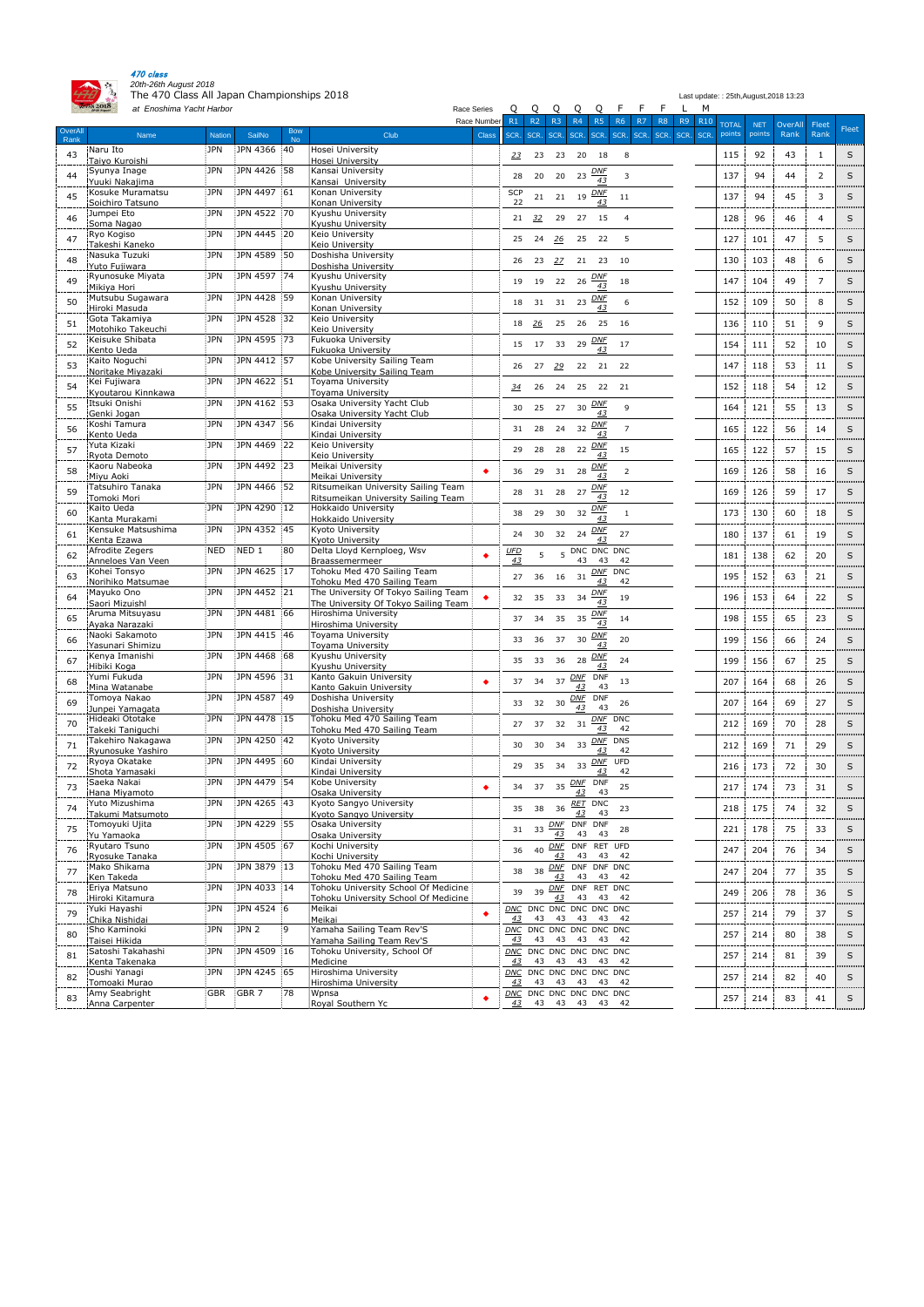*470 class*

*20th-26th August 2018*

## The 470 Class All Japan Championships 2018

*at Enoshima Yacht Harbor*

Last update: : 25th,August,2018 13:23

| OverAll Rank | Name | Nation | SailNo | Bow No | Club | Class | R1 | R2 | R3 | R4 | R5 | R6 | R7 | R8 | R9 | R10 | TOTAL points | NET points | OverAll Rank | Fleet Rank | Fleet |
|---|---|---|---|---|---|---|---|---|---|---|---|---|---|---|---|---|---|---|---|---|---|
| | | | | | Race Series | | Q | Q | Q | Q | Q | F | F | F | L | M | | | | | |
| | | | | | Race Number | Class | SCR. | SCR. | SCR. | SCR. | SCR. | SCR. | SCR. | SCR. | SCR. | SCR. | | | | | |
| 43 | Naru Ito / Taiyo Kuroishi | JPN | JPN 4366 | 40 | Hosei University / Hosei University | | 23 | 23 | 23 | 20 | 18 | 8 | | | | | 115 | 92 | 43 | 1 | S |
| 44 | Syunya Inage / Yuuki Nakajima | JPN | JPN 4426 | 58 | Kansai University / Kansai University | | 28 | 20 | 20 | 23 | DNF 43 | 3 | | | | | 137 | 94 | 44 | 2 | S |
| 45 | Kosuke Muramatsu / Soichiro Tatsuno | JPN | JPN 4497 | 61 | Konan University / Konan University | | SCP 22 | 21 | 21 | 19 | DNF 43 | 11 | | | | | 137 | 94 | 45 | 3 | S |
| 46 | Jumpei Eto / Soma Nagao | JPN | JPN 4522 | 70 | Kyushu University / Kyushu University | | 21 | 32 | 29 | 27 | 15 | 4 | | | | | 128 | 96 | 46 | 4 | S |
| 47 | Ryo Kogiso / Takeshi Kaneko | JPN | JPN 4445 | 20 | Keio University / Keio University | | 25 | 24 | 26 | 25 | 22 | 5 | | | | | 127 | 101 | 47 | 5 | S |
| 48 | Nasuka Tuzuki / Yuto Fujiwara | JPN | JPN 4589 | 50 | Doshisha University / Doshisha University | | 26 | 23 | 27 | 21 | 23 | 10 | | | | | 130 | 103 | 48 | 6 | S |
| 49 | Ryunosuke Miyata / Mikiya Hori | JPN | JPN 4597 | 74 | Kyushu University / Kyushu University | | 19 | 19 | 22 | 26 | DNF 43 | 18 | | | | | 147 | 104 | 49 | 7 | S |
| 50 | Mutsubu Sugawara / Hiroki Masuda | JPN | JPN 4428 | 59 | Konan University / Konan University | | 18 | 31 | 31 | 23 | DNF 43 | 6 | | | | | 152 | 109 | 50 | 8 | S |
| 51 | Gota Takamiya / Motohiko Takeuchi | JPN | JPN 4528 | 32 | Keio University / Keio University | | 18 | 26 | 25 | 26 | 25 | 16 | | | | | 136 | 110 | 51 | 9 | S |
| 52 | Keisuke Shibata / Kento Ueda | JPN | JPN 4595 | 73 | Fukuoka University / Fukuoka University | | 15 | 17 | 33 | 29 | DNF 43 | 17 | | | | | 154 | 111 | 52 | 10 | S |
| 53 | Kaito Noguchi / Noritake Miyazaki | JPN | JPN 4412 | 57 | Kobe University Sailing Team / Kobe University Sailing Team | | 26 | 27 | 29 | 22 | 21 | 22 | | | | | 147 | 118 | 53 | 11 | S |
| 54 | Kei Fujiwara / Kyoutarou Kinnkawa | JPN | JPN 4622 | 51 | Toyama University / Toyama University | | 34 | 26 | 24 | 25 | 22 | 21 | | | | | 152 | 118 | 54 | 12 | S |
| 55 | Itsuki Onishi / Genki Jogan | JPN | JPN 4162 | 53 | Osaka University Yacht Club / Osaka University Yacht Club | | 30 | 25 | 27 | 30 | DNF 43 | 9 | | | | | 164 | 121 | 55 | 13 | S |
| 56 | Koshi Tamura / Kento Ueda | JPN | JPN 4347 | 56 | Kindai University / Kindai University | | 31 | 28 | 24 | 32 | DNF 43 | 7 | | | | | 165 | 122 | 56 | 14 | S |
| 57 | Yuta Kizaki / Ryota Demoto | JPN | JPN 4469 | 22 | Keio University / Keio University | | 29 | 28 | 28 | 22 | DNF 43 | 15 | | | | | 165 | 122 | 57 | 15 | S |
| 58 | Kaoru Nabeoka / Miyu Aoki | JPN | JPN 4492 | 23 | Meikai University / Meikai University | ◆ | 36 | 29 | 31 | 28 | DNF 43 | 2 | | | | | 169 | 126 | 58 | 16 | S |
| 59 | Tatsuhiro Tanaka / Tomoki Mori | JPN | JPN 4466 | 52 | Ritsumeikan University Sailing Team / Ritsumeikan University Sailing Team | | 28 | 31 | 28 | 27 | DNF 43 | 12 | | | | | 169 | 126 | 59 | 17 | S |
| 60 | Kaito Ueda / Kanta Murakami | JPN | JPN 4290 | 12 | Hokkaido University / Hokkaido University | | 38 | 29 | 30 | 32 | DNF 43 | 1 | | | | | 173 | 130 | 60 | 18 | S |
| 61 | Kensuke Matsushima / Kenta Ezawa | JPN | JPN 4352 | 45 | Kyoto University / Kyoto University | | 24 | 30 | 32 | 24 | DNF 43 | 27 | | | | | 180 | 137 | 61 | 19 | S |
| 62 | Afrodite Zegers / Anneloes Van Veen | NED | NED 1 | 80 | Delta Lloyd Kernploeg, Wsv / Braassemermeer | ◆ | UFD 43 | 5 | 5 | DNC 43 | DNC 43 | DNC 42 | | | | | 181 | 138 | 62 | 20 | S |
| 63 | Kohei Tonsyo / Norihiko Matsumae | JPN | JPN 4625 | 17 | Tohoku Med 470 Sailing Team / Tohoku Med 470 Sailing Team | | 27 | 36 | 16 | 31 | DNF 43 | DNC 42 | | | | | 195 | 152 | 63 | 21 | S |
| 64 | Mayuko Ono / Saori Mizuishi | JPN | JPN 4452 | 21 | The University Of Tokyo Sailing Team / The University Of Tokyo Sailing Team | ◆ | 32 | 35 | 33 | 34 | DNF 43 | 19 | | | | | 196 | 153 | 64 | 22 | S |
| 65 | Aruma Mitsuyasu / Ayaka Narazaki | JPN | JPN 4481 | 66 | Hiroshima University / Hiroshima University | | 37 | 34 | 35 | 35 | DNF 43 | 14 | | | | | 198 | 155 | 65 | 23 | S |
| 66 | Naoki Sakamoto / Yasunari Shimizu | JPN | JPN 4415 | 46 | Toyama University / Toyama University | | 33 | 36 | 37 | 30 | DNF 43 | 20 | | | | | 199 | 156 | 66 | 24 | S |
| 67 | Kenya Imanishi / Hibiki Koga | JPN | JPN 4468 | 68 | Kyushu University / Kyushu University | | 35 | 33 | 36 | 28 | DNF 43 | 24 | | | | | 199 | 156 | 67 | 25 | S |
| 68 | Yumi Fukuda / Mina Watanabe | JPN | JPN 4596 | 31 | Kanto Gakuin University / Kanto Gakuin University | ◆ | 37 | 34 | 37 | DNF 43 | DNF 43 | 13 | | | | | 207 | 164 | 68 | 26 | S |
| 69 | Tomoya Nakao / Junpei Yamagata | JPN | JPN 4587 | 49 | Doshisha University / Doshisha University | | 33 | 32 | 30 | DNF 43 | DNF 43 | 26 | | | | | 207 | 164 | 69 | 27 | S |
| 70 | Hideaki Ototake / Takeki Taniguchi | JPN | JPN 4478 | 15 | Tohoku Med 470 Sailing Team / Tohoku Med 470 Sailing Team | | 27 | 37 | 32 | 31 | DNF 43 | DNC 42 | | | | | 212 | 169 | 70 | 28 | S |
| 71 | Takehiro Nakagawa / Ryunosuke Yashiro | JPN | JPN 4250 | 42 | Kyoto University / Kyoto University | | 30 | 30 | 34 | 33 | DNF 43 | DNS 42 | | | | | 212 | 169 | 71 | 29 | S |
| 72 | Ryoya Okatake / Shota Yamasaki | JPN | JPN 4495 | 60 | Kindai University / Kindai University | | 29 | 35 | 34 | 33 | DNF 43 | UFD 42 | | | | | 216 | 173 | 72 | 30 | S |
| 73 | Saeka Nakai / Hana Miyamoto | JPN | JPN 4479 | 54 | Kobe University / Osaka University | ◆ | 34 | 37 | 35 | DNF 43 | DNF 43 | 25 | | | | | 217 | 174 | 73 | 31 | S |
| 74 | Yuto Mizushima / Takumi Matsumoto | JPN | JPN 4265 | 43 | Kyoto Sangyo University / Kyoto Sangyo University | | 35 | 38 | 36 | RET 43 | DNC 43 | 23 | | | | | 218 | 175 | 74 | 32 | S |
| 75 | Tomoyuki Ujita / Yu Yamaoka | JPN | JPN 4229 | 55 | Osaka University / Osaka University | | 31 | 33 | DNF 43 | DNF 43 | DNF 43 | 28 | | | | | 221 | 178 | 75 | 33 | S |
| 76 | Ryutaro Tsuno / Ryosuke Tanaka | JPN | JPN 4505 | 67 | Kochi University / Kochi University | | 36 | 40 | DNF 43 | DNF 43 | RET 43 | UFD 42 | | | | | 247 | 204 | 76 | 34 | S |
| 77 | Mako Shikama / Ken Takeda | JPN | JPN 3879 | 13 | Tohoku Med 470 Sailing Team / Tohoku Med 470 Sailing Team | | 38 | 38 | DNF 43 | DNF 43 | DNF 43 | DNC 42 | | | | | 247 | 204 | 77 | 35 | S |
| 78 | Eriya Matsuno / Hiroki Kitamura | JPN | JPN 4033 | 14 | Tohoku University School Of Medicine / Tohoku University School Of Medicine | | 39 | 39 | DNF 43 | DNF 43 | RET 43 | DNC 42 | | | | | 249 | 206 | 78 | 36 | S |
| 79 | Yuki Hayashi / Chika Nishidai | JPN | JPN 4524 | 6 | Meikai / Meikai | ◆ | DNC 43 | DNC 43 | DNC 43 | DNC 43 | DNC 43 | DNC 42 | | | | | 257 | 214 | 79 | 37 | S |
| 80 | Sho Kaminoki / Taisei Hikida | JPN | JPN 2 | 9 | Yamaha Sailing Team Rev'S / Yamaha Sailing Team Rev'S | | DNC 43 | DNC 43 | DNC 43 | DNC 43 | DNC 43 | DNC 42 | | | | | 257 | 214 | 80 | 38 | S |
| 81 | Satoshi Takahashi / Kenta Takenaka | JPN | JPN 4509 | 16 | Tohoku University, School Of Medicine | | DNC 43 | DNC 43 | DNC 43 | DNC 43 | DNC 43 | DNC 42 | | | | | 257 | 214 | 81 | 39 | S |
| 82 | Oushi Yanagi / Tomoaki Murao | JPN | JPN 4245 | 65 | Hiroshima University / Hiroshima University | | DNC 43 | DNC 43 | DNC 43 | DNC 43 | DNC 43 | DNC 42 | | | | | 257 | 214 | 82 | 40 | S |
| 83 | Amy Seabright / Anna Carpenter | GBR | GBR 7 | 78 | Wpnsa / Royal Southern Yc | ◆ | DNC 43 | DNC 43 | DNC 43 | DNC 43 | DNC 43 | DNC 42 | | | | | 257 | 214 | 83 | 41 | S |